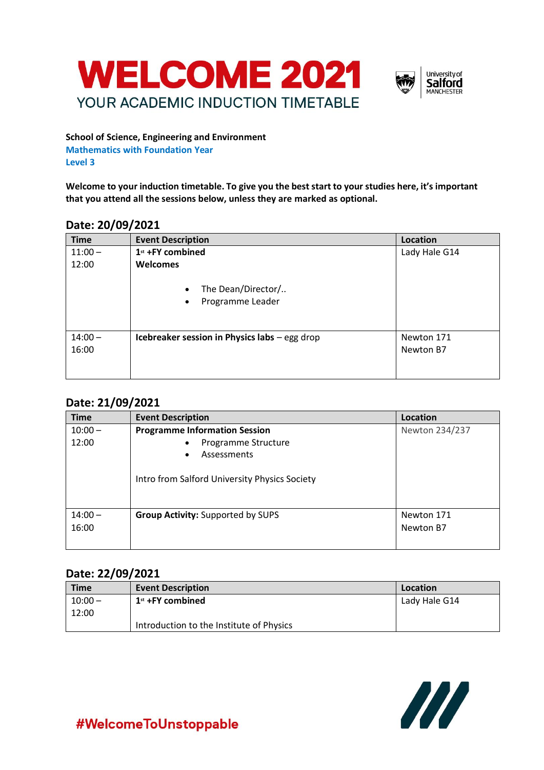# WELCOME 2021

## YOUR ACADEMIC INDUCTION TIMETABLE

University of Salford MANCHESTER

**School of Science, Engineering and Environment**

**Mathematics with Foundation Year**

**Level 3**

**Welcome to your induction timetable. To give you the best start to your studies here, it's important that you attend all the sessions below, unless they are marked as optional.**

### Date: 20/09/2021

| Time | Event Description | Location |
|---|---|---|
| 11:00 – 12:00 | **1st +FY combined** **Welcomes** • The Dean/Director/.. • Programme Leader | Lady Hale G14 |
| 14:00 – 16:00 | **Icebreaker session in Physics labs** – egg drop | Newton 171 Newton B7 |

### Date: 21/09/2021

| Time | Event Description | Location |
|---|---|---|
| 10:00 – 12:00 | **Programme Information Session** • Programme Structure • Assessments Intro from Salford University Physics Society | Newton 234/237 |
| 14:00 – 16:00 | **Group Activity:** Supported by SUPS | Newton 171 Newton B7 |

### Date: 22/09/2021

| Time | Event Description | Location |
|---|---|---|
| 10:00 – 12:00 | **1st +FY combined** Introduction to the Institute of Physics | Lady Hale G14 |

#WelcomeToUnstoppable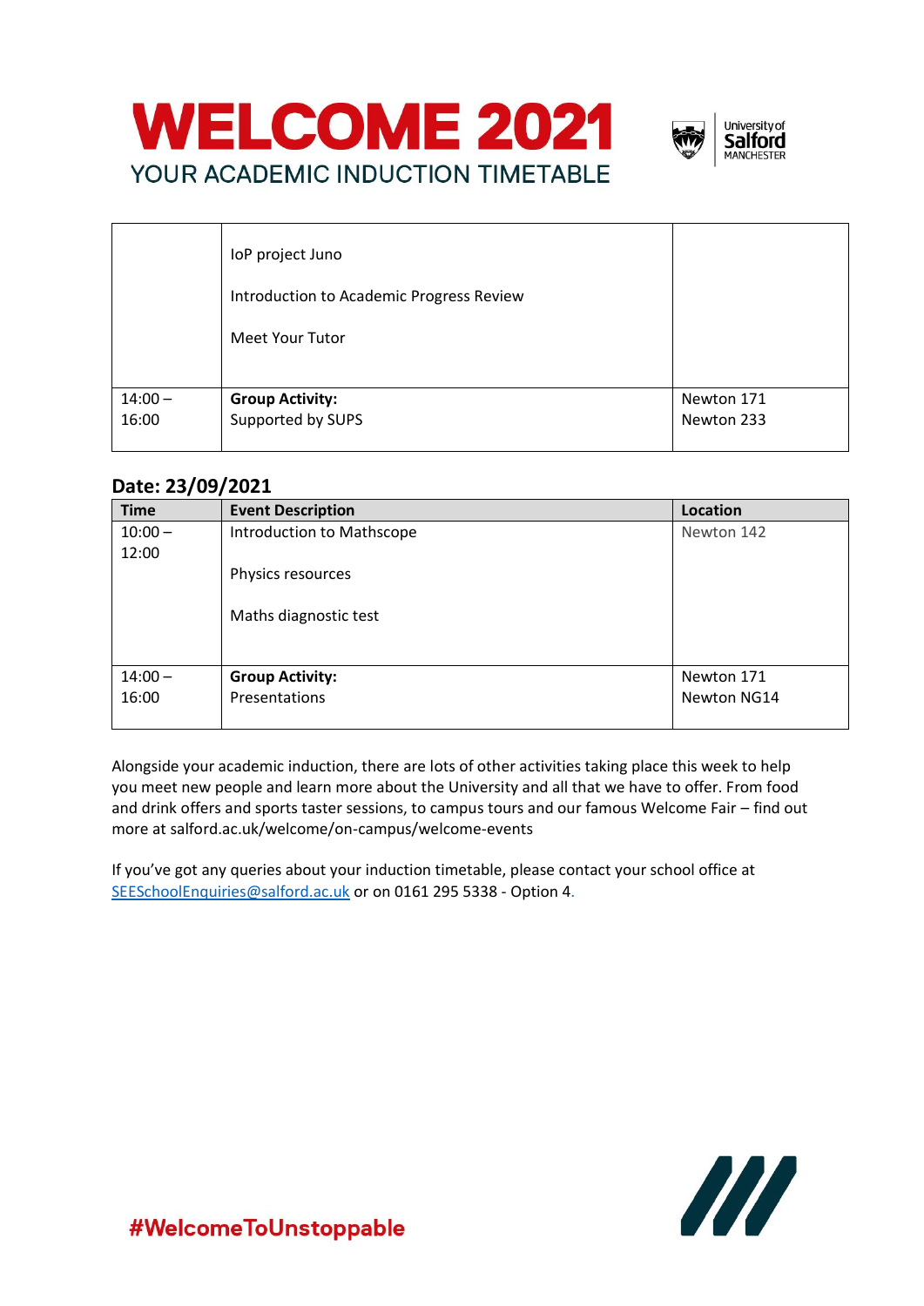# WELCOME 2021

YOUR ACADEMIC INDUCTION TIMETABLE

| | | |
|---|---|---|
| | IoP project Juno<br><br>Introduction to Academic Progress Review<br><br>Meet Your Tutor | |
| 14:00 – 16:00 | **Group Activity:**<br>Supported by SUPS | Newton 171<br>Newton 233 |

## Date: 23/09/2021

| Time | Event Description | Location |
|---|---|---|
| 10:00 – 12:00 | Introduction to Mathscope<br><br>Physics resources<br><br>Maths diagnostic test | Newton 142 |
| 14:00 – 16:00 | **Group Activity:**<br>Presentations | Newton 171<br>Newton NG14 |

Alongside your academic induction, there are lots of other activities taking place this week to help you meet new people and learn more about the University and all that we have to offer. From food and drink offers and sports taster sessions, to campus tours and our famous Welcome Fair – find out more at salford.ac.uk/welcome/on-campus/welcome-events

If you've got any queries about your induction timetable, please contact your school office at SEESchoolEnquiries@salford.ac.uk or on 0161 295 5338 - Option 4.

#WelcomeToUnstoppable